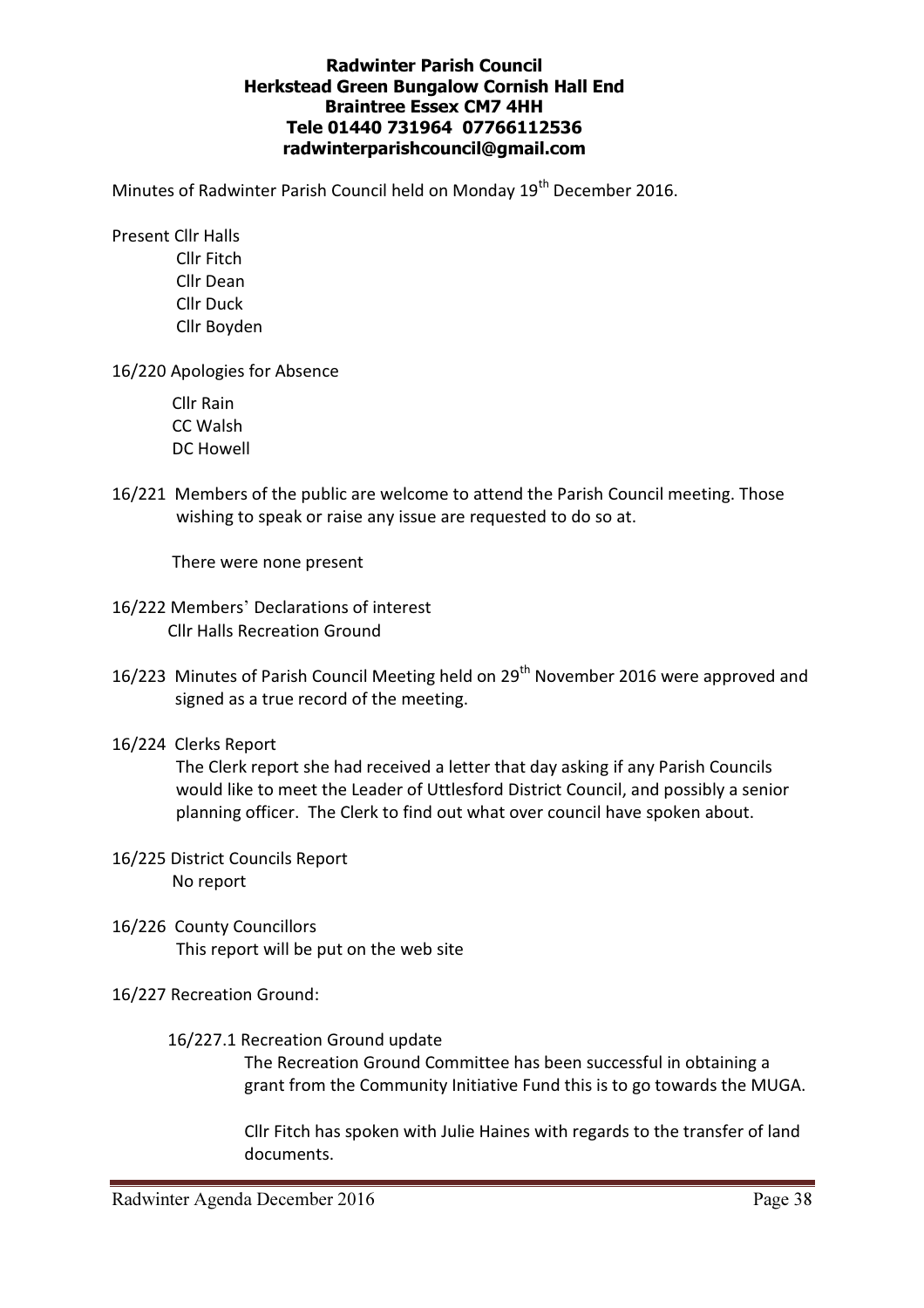**Radwinter Parish Council**
**Herkstead Green Bungalow Cornish Hall End**
**Braintree Essex CM7 4HH**
**Tele 01440 731964 07766112536**
**radwinterparishcouncil@gmail.com**

Minutes of Radwinter Parish Council held on Monday 19th December 2016.

Present Cllr Halls
Cllr Fitch
Cllr Dean
Cllr Duck
Cllr Boyden

16/220 Apologies for Absence

Cllr Rain
CC Walsh
DC Howell

16/221 Members of the public are welcome to attend the Parish Council meeting. Those wishing to speak or raise any issue are requested to do so at.

There were none present

16/222 Members' Declarations of interest
Cllr Halls Recreation Ground

16/223 Minutes of Parish Council Meeting held on 29th November 2016 were approved and signed as a true record of the meeting.

16/224 Clerks Report
The Clerk report she had received a letter that day asking if any Parish Councils would like to meet the Leader of Uttlesford District Council, and possibly a senior planning officer. The Clerk to find out what over council have spoken about.

16/225 District Councils Report
No report

16/226 County Councillors
This report will be put on the web site

16/227 Recreation Ground:

16/227.1 Recreation Ground update
The Recreation Ground Committee has been successful in obtaining a grant from the Community Initiative Fund this is to go towards the MUGA.

Cllr Fitch has spoken with Julie Haines with regards to the transfer of land documents.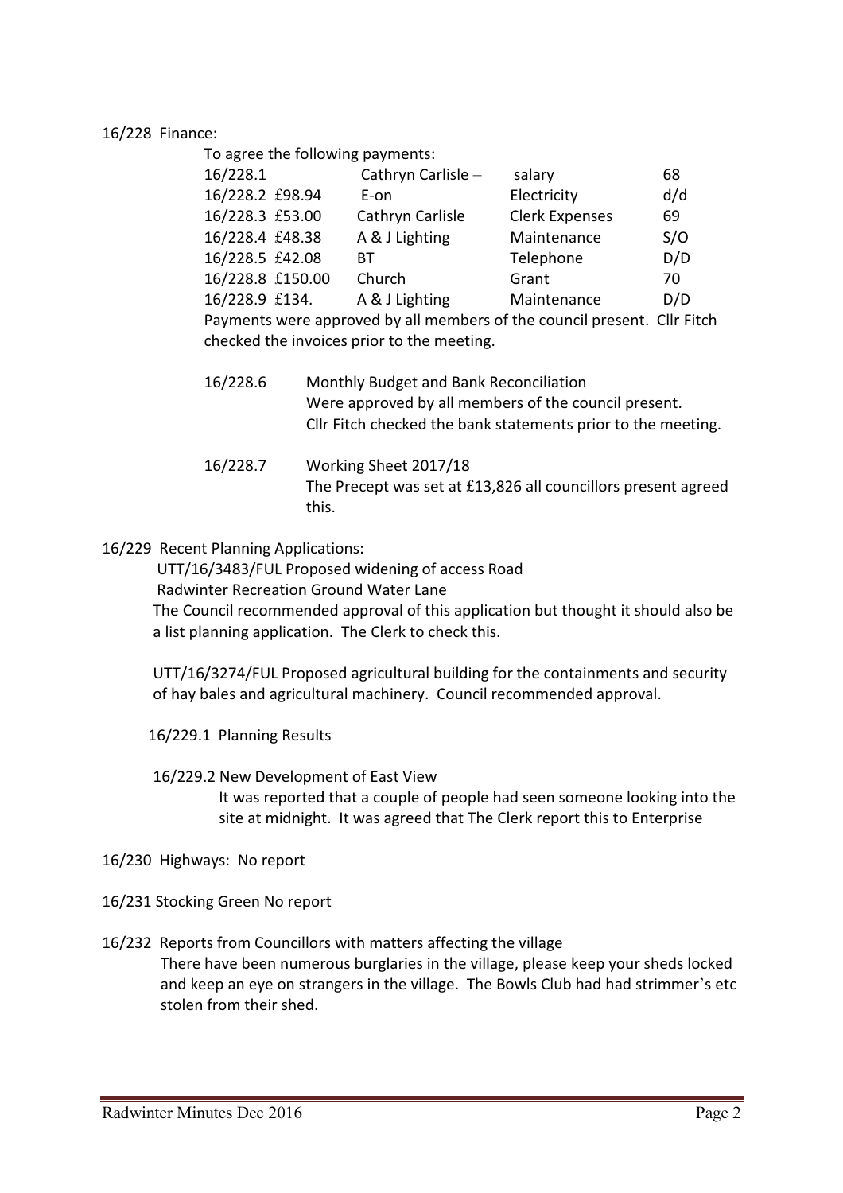16/228 Finance:

To agree the following payments:

| | | | |
|---|---|---|---|
| 16/228.1 | Cathryn Carlisle – | salary | 68 |
| 16/228.2 £98.94 | E-on | Electricity | d/d |
| 16/228.3 £53.00 | Cathryn Carlisle | Clerk Expenses | 69 |
| 16/228.4 £48.38 | A & J Lighting | Maintenance | S/O |
| 16/228.5 £42.08 | BT | Telephone | D/D |
| 16/228.8 £150.00 | Church | Grant | 70 |
| 16/228.9 £134. | A & J Lighting | Maintenance | D/D |

Payments were approved by all members of the council present. Cllr Fitch checked the invoices prior to the meeting.

16/228.6 Monthly Budget and Bank Reconciliation
Were approved by all members of the council present.
Cllr Fitch checked the bank statements prior to the meeting.

16/228.7 Working Sheet 2017/18
The Precept was set at £13,826 all councillors present agreed this.

16/229 Recent Planning Applications:

UTT/16/3483/FUL Proposed widening of access Road
Radwinter Recreation Ground Water Lane
The Council recommended approval of this application but thought it should also be a list planning application. The Clerk to check this.

UTT/16/3274/FUL Proposed agricultural building for the containments and security of hay bales and agricultural machinery. Council recommended approval.

16/229.1 Planning Results

16/229.2 New Development of East View
It was reported that a couple of people had seen someone looking into the site at midnight. It was agreed that The Clerk report this to Enterprise

16/230 Highways: No report

16/231 Stocking Green No report

16/232 Reports from Councillors with matters affecting the village
There have been numerous burglaries in the village, please keep your sheds locked and keep an eye on strangers in the village. The Bowls Club had had strimmer's etc stolen from their shed.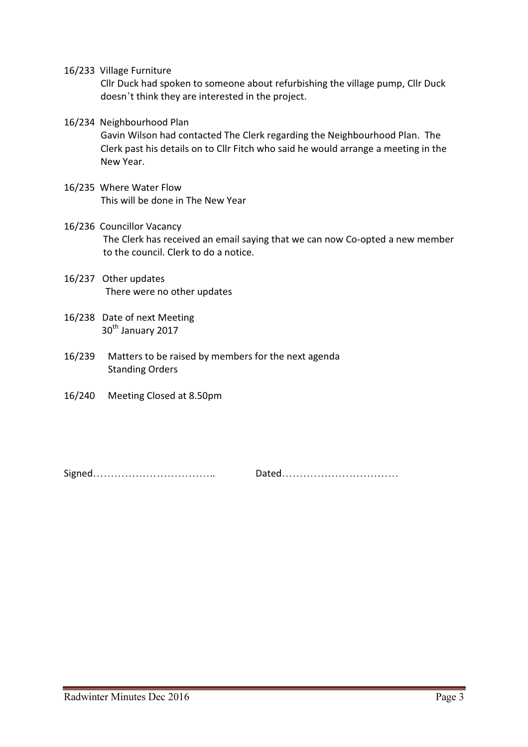16/233 Village Furniture

Cllr Duck had spoken to someone about refurbishing the village pump, Cllr Duck doesn't think they are interested in the project.

16/234 Neighbourhood Plan

Gavin Wilson had contacted The Clerk regarding the Neighbourhood Plan. The Clerk past his details on to Cllr Fitch who said he would arrange a meeting in the New Year.

16/235 Where Water Flow

This will be done in The New Year

16/236 Councillor Vacancy

The Clerk has received an email saying that we can now Co-opted a new member to the council. Clerk to do a notice.

16/237 Other updates

There were no other updates

16/238 Date of next Meeting

30th January 2017

16/239 Matters to be raised by members for the next agenda

Standing Orders

16/240 Meeting Closed at 8.50pm

Signed…………………………….. Dated……………………………